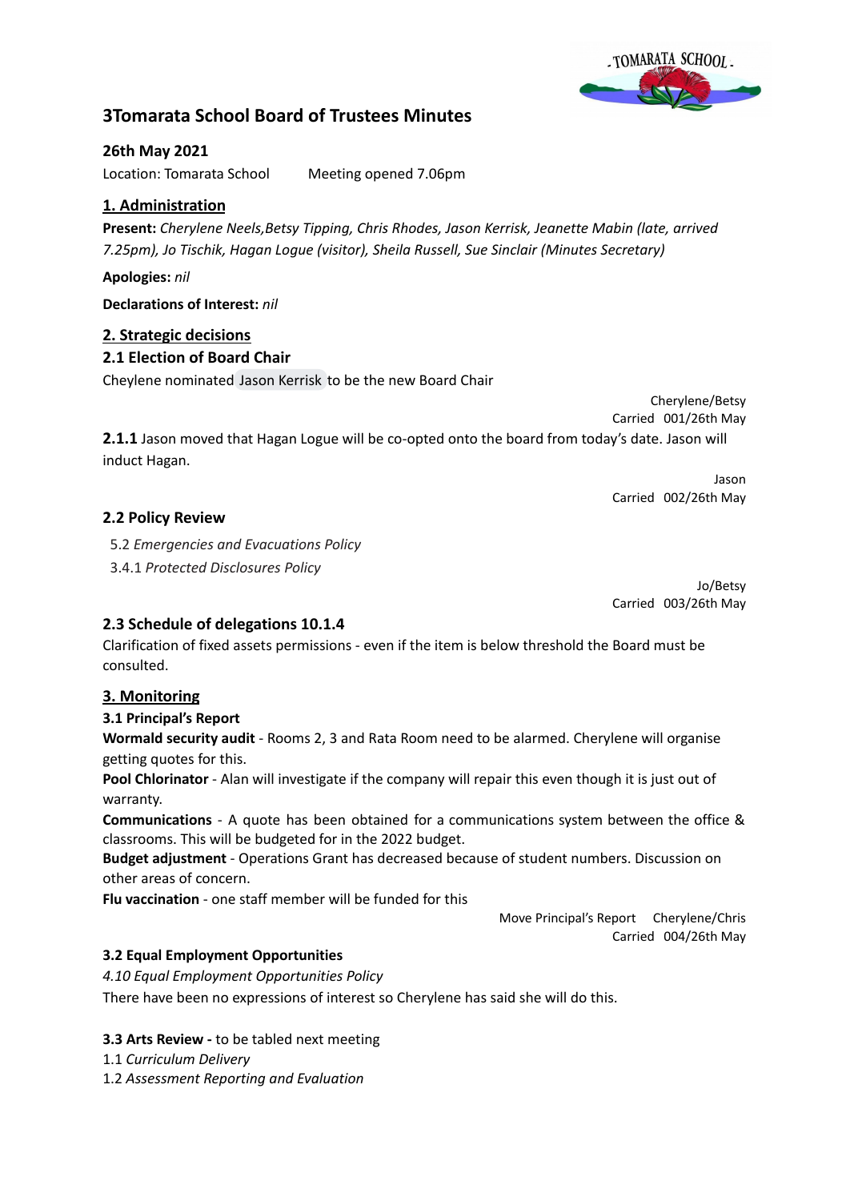# 3Tomarata School Board of Trustees Minutes

**26th May 2021**

Location: Tomarata School        Meeting opened 7.06pm

## 1. Administration

**Present:** *Cherylene Neels,Betsy Tipping, Chris Rhodes, Jason Kerrisk, Jeanette Mabin (late, arrived 7.25pm), Jo Tischik, Hagan Logue (visitor), Sheila Russell, Sue Sinclair (Minutes Secretary)*

**Apologies:** *nil*

**Declarations of Interest:** *nil*

## 2. Strategic decisions

### 2.1 Election of Board Chair

Cheylene nominated Jason Kerrisk to be the new Board Chair

Cherylene/Betsy
Carried 001/26th May

**2.1.1** Jason moved that Hagan Logue will be co-opted onto the board from today's date. Jason will induct Hagan.

Jason
Carried 002/26th May

### 2.2 Policy Review

5.2 *Emergencies and Evacuations Policy*

3.4.1 *Protected Disclosures Policy*

Jo/Betsy
Carried 003/26th May

### 2.3 Schedule of delegations 10.1.4

Clarification of fixed assets permissions - even if the item is below threshold the Board must be consulted.

## 3. Monitoring

### 3.1 Principal's Report

**Wormald security audit** - Rooms 2, 3 and Rata Room need to be alarmed. Cherylene will organise getting quotes for this.

**Pool Chlorinator** - Alan will investigate if the company will repair this even though it is just out of warranty.

**Communications** - A quote has been obtained for a communications system between the office & classrooms. This will be budgeted for in the 2022 budget.

**Budget adjustment** - Operations Grant has decreased because of student numbers. Discussion on other areas of concern.

**Flu vaccination** - one staff member will be funded for this

Move Principal's Report    Cherylene/Chris
Carried 004/26th May

### 3.2 Equal Employment Opportunities

*4.10 Equal Employment Opportunities Policy*

There have been no expressions of interest so Cherylene has said she will do this.

**3.3 Arts Review -** to be tabled next meeting

1.1 *Curriculum Delivery*

1.2 *Assessment Reporting and Evaluation*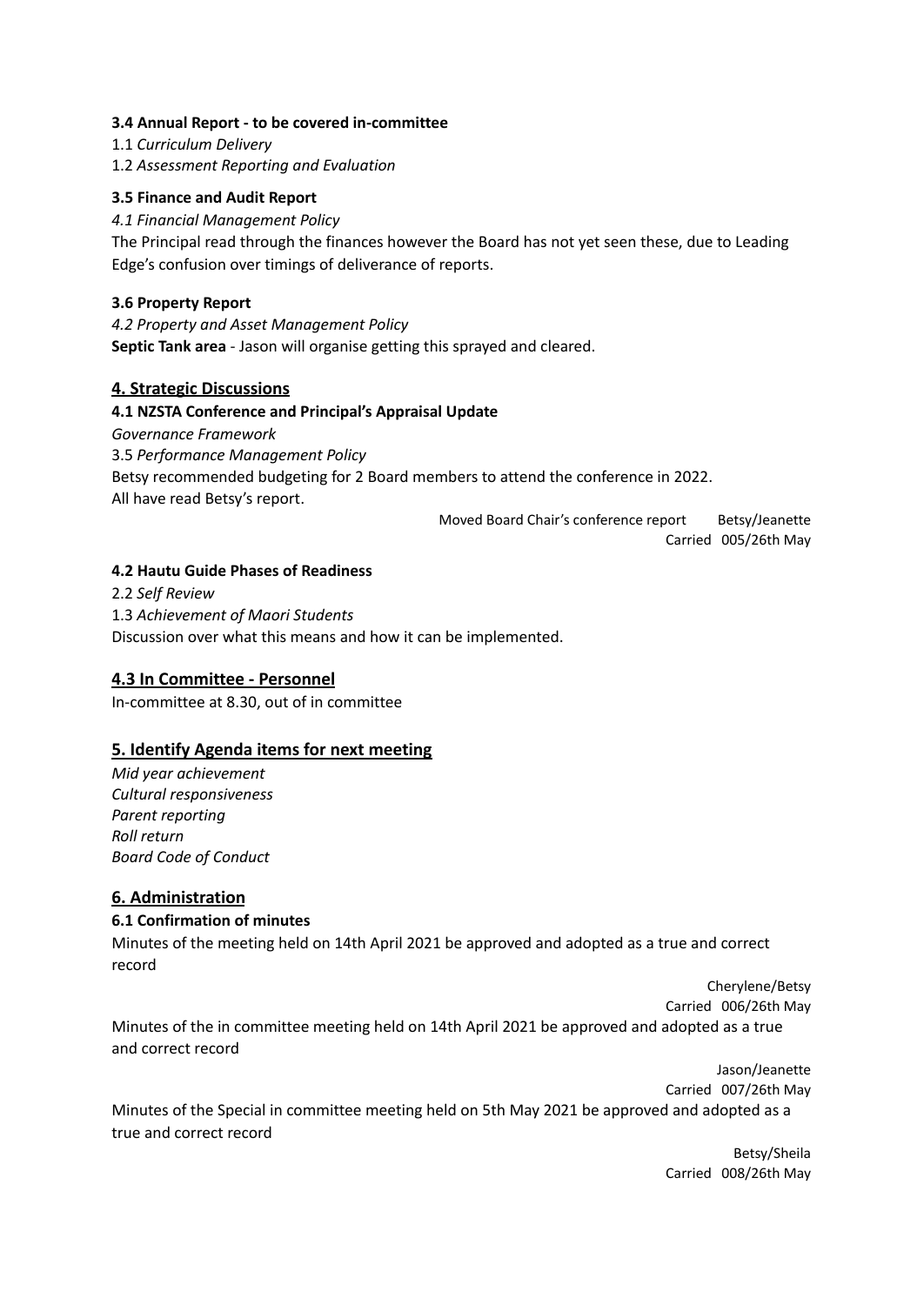**3.4 Annual Report - to be covered in-committee**

1.1 *Curriculum Delivery*

1.2 *Assessment Reporting and Evaluation*

**3.5 Finance and Audit Report**

*4.1 Financial Management Policy*

The Principal read through the finances however the Board has not yet seen these, due to Leading Edge's confusion over timings of deliverance of reports.

**3.6 Property Report**

*4.2 Property and Asset Management Policy*

**Septic Tank area** - Jason will organise getting this sprayed and cleared.

## 4. Strategic Discussions

**4.1 NZSTA Conference and Principal's Appraisal Update**

*Governance Framework*

3.5 *Performance Management Policy*

Betsy recommended budgeting for 2 Board members to attend the conference in 2022.

All have read Betsy's report.

Moved Board Chair's conference report Betsy/Jeanette

Carried 005/26th May

**4.2 Hautu Guide Phases of Readiness**

2.2 *Self Review*

1.3 *Achievement of Maori Students*

Discussion over what this means and how it can be implemented.

## 4.3 In Committee - Personnel

In-committee at 8.30, out of in committee

## 5. Identify Agenda items for next meeting

*Mid year achievement*

*Cultural responsiveness*

*Parent reporting*

*Roll return*

*Board Code of Conduct*

## 6. Administration

**6.1 Confirmation of minutes**

Minutes of the meeting held on 14th April 2021 be approved and adopted as a true and correct record

Cherylene/Betsy

Carried 006/26th May

Minutes of the in committee meeting held on 14th April 2021 be approved and adopted as a true and correct record

Jason/Jeanette

Carried 007/26th May

Minutes of the Special in committee meeting held on 5th May 2021 be approved and adopted as a true and correct record

Betsy/Sheila

Carried 008/26th May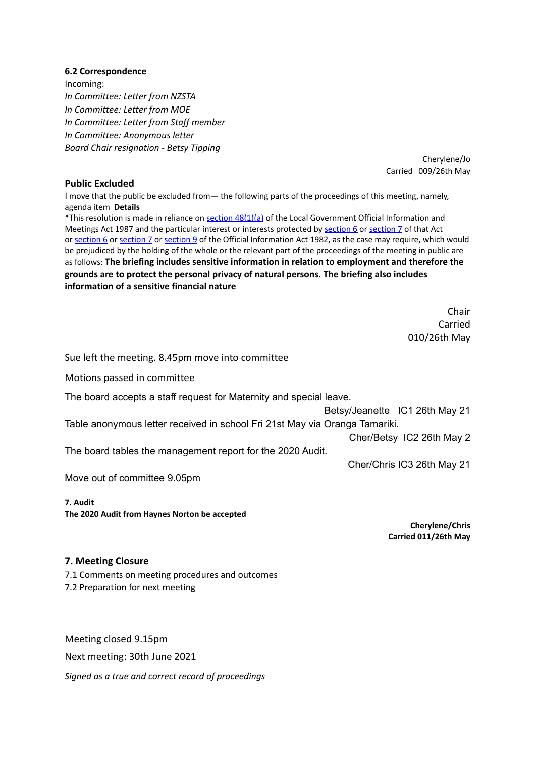**6.2 Correspondence**

Incoming:

*In Committee: Letter from NZSTA*

*In Committee: Letter from MOE*

*In Committee: Letter from Staff member*

*In Committee: Anonymous letter*

*Board Chair resignation - Betsy Tipping*

Cherylene/Jo
Carried 009/26th May

### Public Excluded

I move that the public be excluded from— the following parts of the proceedings of this meeting, namely, agenda item **Details**

*This resolution is made in reliance on section 48(1)(a) of the Local Government Official Information and Meetings Act 1987 and the particular interest or interests protected by section 6 or section 7 of that Act or section 6 or section 7 or section 9 of the Official Information Act 1982, as the case may require, which would be prejudiced by the holding of the whole or the relevant part of the proceedings of the meeting in public are as follows: **The briefing includes sensitive information in relation to employment and therefore the grounds are to protect the personal privacy of natural persons. The briefing also includes information of a sensitive financial nature**

Chair
Carried
010/26th May

Sue left the meeting. 8.45pm move into committee

Motions passed in committee

The board accepts a staff request for Maternity and special leave.

Betsy/Jeanette IC1 26th May 21

Table anonymous letter received in school Fri 21st May via Oranga Tamariki.

Cher/Betsy IC2 26th May 2

The board tables the management report for the 2020 Audit.

Cher/Chris IC3 26th May 21

Move out of committee 9.05pm

**7. Audit**

**The 2020 Audit from Haynes Norton be accepted**

**Cherylene/Chris**
**Carried 011/26th May**

### 7. Meeting Closure

7.1 Comments on meeting procedures and outcomes

7.2 Preparation for next meeting

Meeting closed 9.15pm

Next meeting: 30th June 2021

*Signed as a true and correct record of proceedings*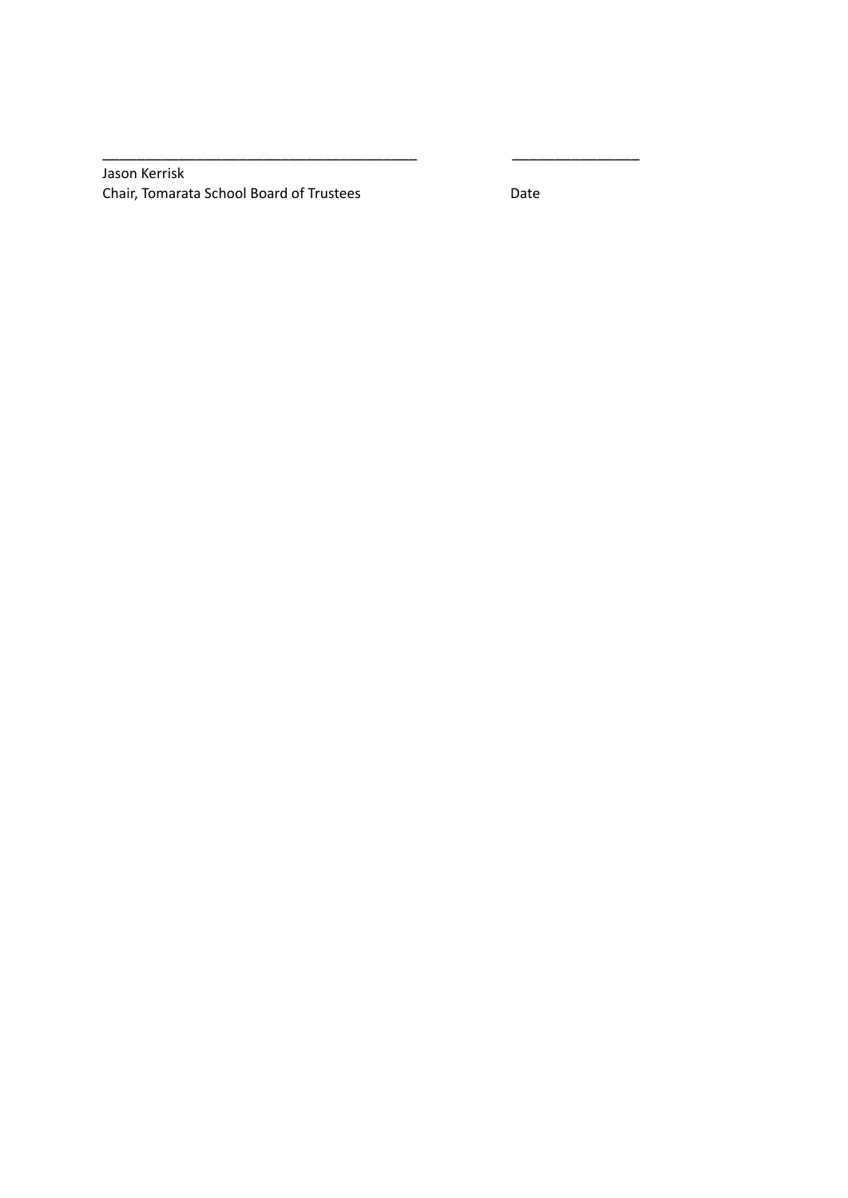_________________________________________ _________________

Jason Kerrisk

Chair, Tomarata School Board of Trustees Date